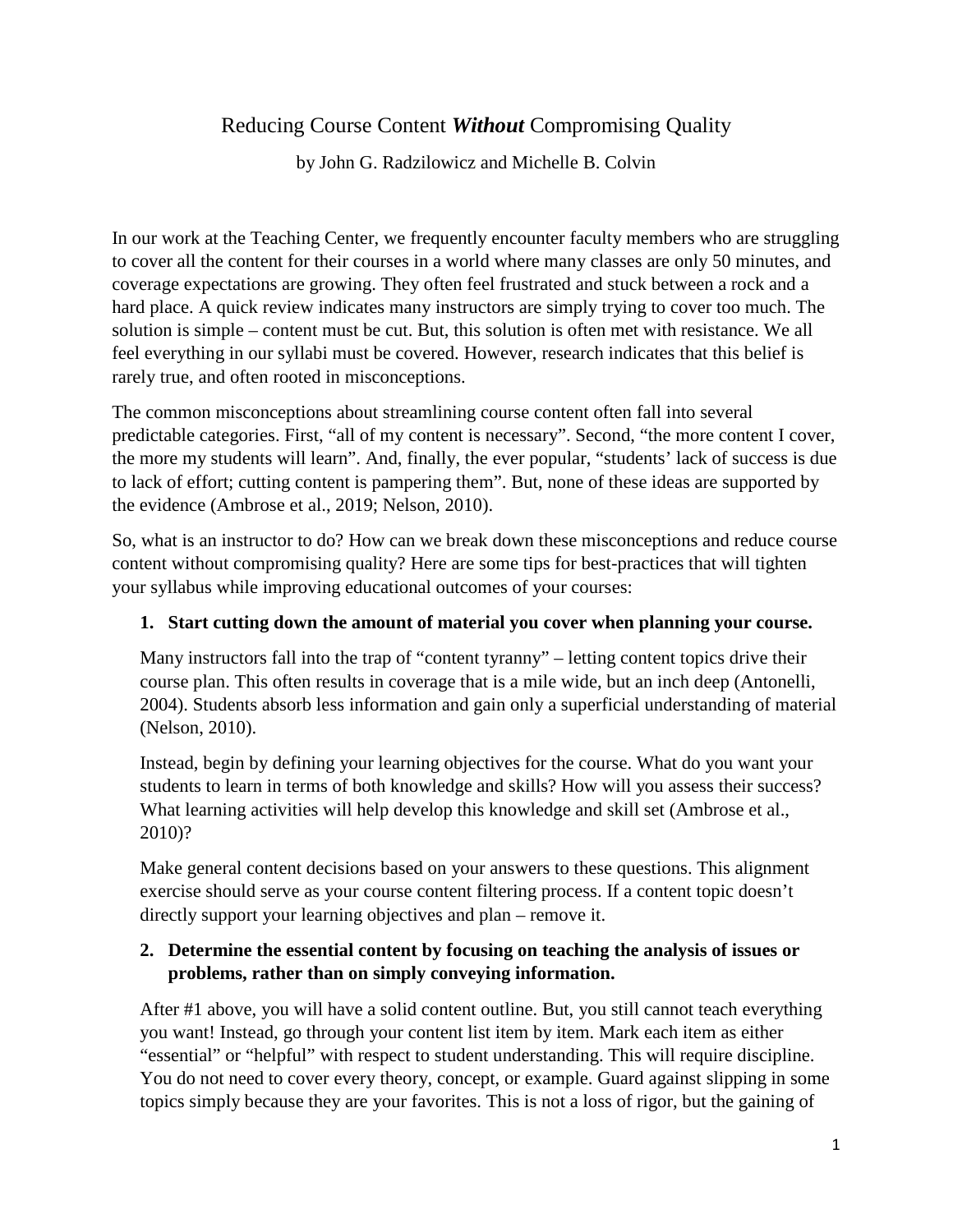# Reducing Course Content ***Without*** Compromising Quality

by John G. Radzilowicz and Michelle B. Colvin

In our work at the Teaching Center, we frequently encounter faculty members who are struggling to cover all the content for their courses in a world where many classes are only 50 minutes, and coverage expectations are growing. They often feel frustrated and stuck between a rock and a hard place. A quick review indicates many instructors are simply trying to cover too much. The solution is simple – content must be cut. But, this solution is often met with resistance. We all feel everything in our syllabi must be covered. However, research indicates that this belief is rarely true, and often rooted in misconceptions.

The common misconceptions about streamlining course content often fall into several predictable categories. First, "all of my content is necessary". Second, "the more content I cover, the more my students will learn". And, finally, the ever popular, "students' lack of success is due to lack of effort; cutting content is pampering them". But, none of these ideas are supported by the evidence (Ambrose et al., 2019; Nelson, 2010).

So, what is an instructor to do? How can we break down these misconceptions and reduce course content without compromising quality? Here are some tips for best-practices that will tighten your syllabus while improving educational outcomes of your courses:

1. **Start cutting down the amount of material you cover when planning your course.**

   Many instructors fall into the trap of "content tyranny" – letting content topics drive their course plan. This often results in coverage that is a mile wide, but an inch deep (Antonelli, 2004). Students absorb less information and gain only a superficial understanding of material (Nelson, 2010).

   Instead, begin by defining your learning objectives for the course. What do you want your students to learn in terms of both knowledge and skills? How will you assess their success? What learning activities will help develop this knowledge and skill set (Ambrose et al., 2010)?

   Make general content decisions based on your answers to these questions. This alignment exercise should serve as your course content filtering process. If a content topic doesn't directly support your learning objectives and plan – remove it.

2. **Determine the essential content by focusing on teaching the analysis of issues or problems, rather than on simply conveying information.**

   After #1 above, you will have a solid content outline. But, you still cannot teach everything you want! Instead, go through your content list item by item. Mark each item as either "essential" or "helpful" with respect to student understanding. This will require discipline. You do not need to cover every theory, concept, or example. Guard against slipping in some topics simply because they are your favorites. This is not a loss of rigor, but the gaining of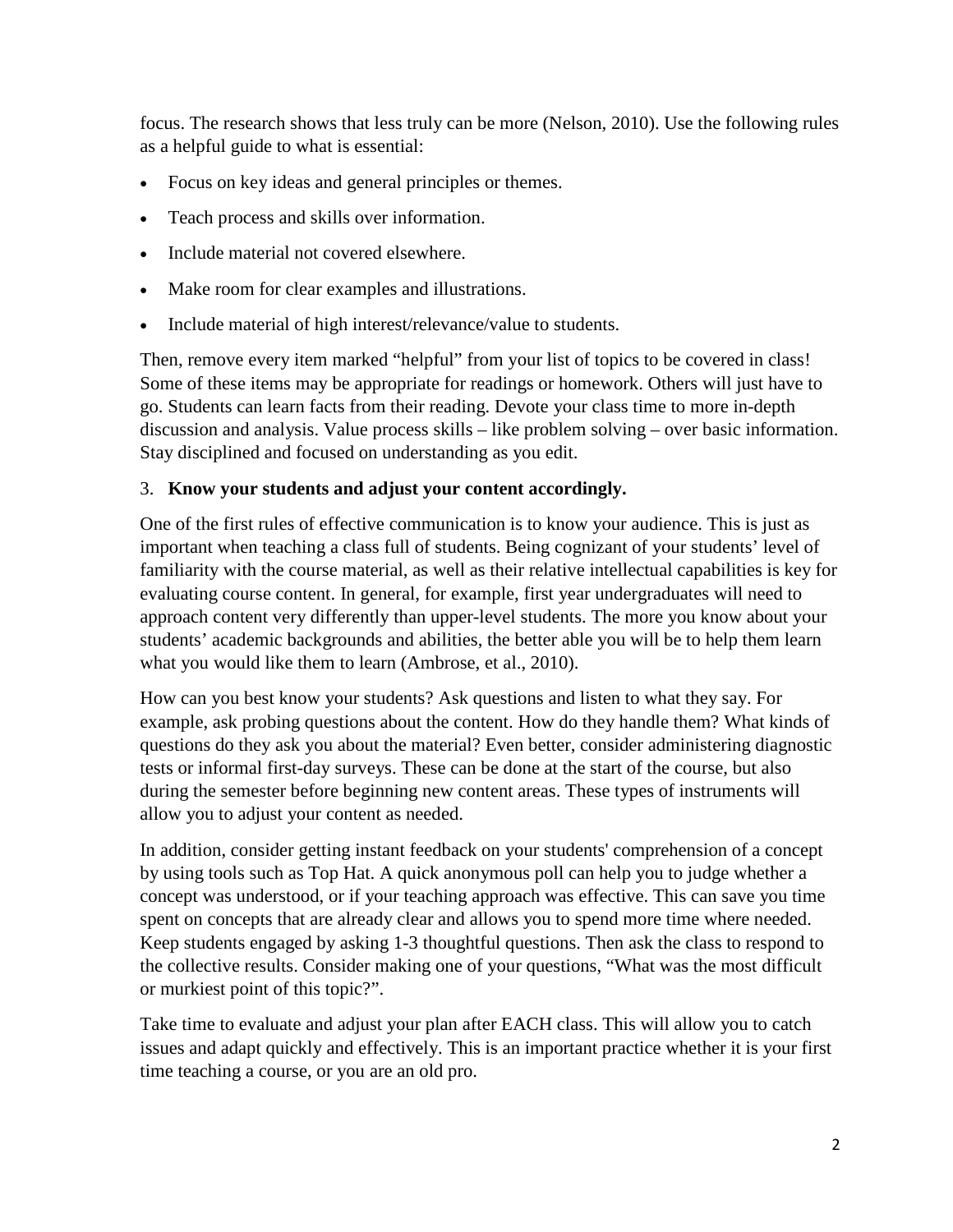focus. The research shows that less truly can be more (Nelson, 2010). Use the following rules as a helpful guide to what is essential:

- Focus on key ideas and general principles or themes.
- Teach process and skills over information.
- Include material not covered elsewhere.
- Make room for clear examples and illustrations.
- Include material of high interest/relevance/value to students.

Then, remove every item marked "helpful" from your list of topics to be covered in class! Some of these items may be appropriate for readings or homework. Others will just have to go. Students can learn facts from their reading. Devote your class time to more in-depth discussion and analysis. Value process skills – like problem solving – over basic information. Stay disciplined and focused on understanding as you edit.

3. **Know your students and adjust your content accordingly.**

One of the first rules of effective communication is to know your audience. This is just as important when teaching a class full of students. Being cognizant of your students' level of familiarity with the course material, as well as their relative intellectual capabilities is key for evaluating course content. In general, for example, first year undergraduates will need to approach content very differently than upper-level students. The more you know about your students' academic backgrounds and abilities, the better able you will be to help them learn what you would like them to learn (Ambrose, et al., 2010).

How can you best know your students? Ask questions and listen to what they say. For example, ask probing questions about the content. How do they handle them? What kinds of questions do they ask you about the material? Even better, consider administering diagnostic tests or informal first-day surveys. These can be done at the start of the course, but also during the semester before beginning new content areas. These types of instruments will allow you to adjust your content as needed.

In addition, consider getting instant feedback on your students' comprehension of a concept by using tools such as Top Hat. A quick anonymous poll can help you to judge whether a concept was understood, or if your teaching approach was effective. This can save you time spent on concepts that are already clear and allows you to spend more time where needed. Keep students engaged by asking 1-3 thoughtful questions. Then ask the class to respond to the collective results. Consider making one of your questions, "What was the most difficult or murkiest point of this topic?".

Take time to evaluate and adjust your plan after EACH class. This will allow you to catch issues and adapt quickly and effectively. This is an important practice whether it is your first time teaching a course, or you are an old pro.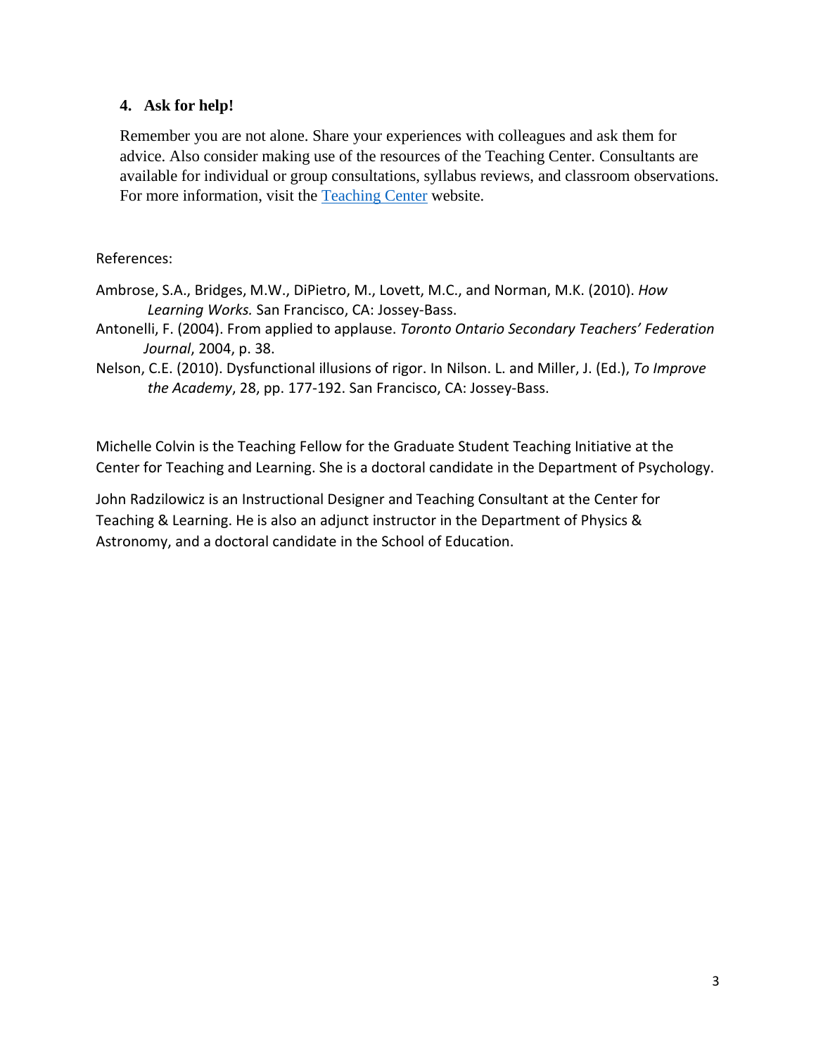### 4. Ask for help!

Remember you are not alone. Share your experiences with colleagues and ask them for advice. Also consider making use of the resources of the Teaching Center. Consultants are available for individual or group consultations, syllabus reviews, and classroom observations. For more information, visit the Teaching Center website.

References:

Ambrose, S.A., Bridges, M.W., DiPietro, M., Lovett, M.C., and Norman, M.K. (2010). *How Learning Works.* San Francisco, CA: Jossey-Bass.

Antonelli, F. (2004). From applied to applause. *Toronto Ontario Secondary Teachers' Federation Journal*, 2004, p. 38.

Nelson, C.E. (2010). Dysfunctional illusions of rigor. In Nilson. L. and Miller, J. (Ed.), *To Improve the Academy*, 28, pp. 177-192. San Francisco, CA: Jossey-Bass.

Michelle Colvin is the Teaching Fellow for the Graduate Student Teaching Initiative at the Center for Teaching and Learning. She is a doctoral candidate in the Department of Psychology.

John Radzilowicz is an Instructional Designer and Teaching Consultant at the Center for Teaching & Learning. He is also an adjunct instructor in the Department of Physics & Astronomy, and a doctoral candidate in the School of Education.